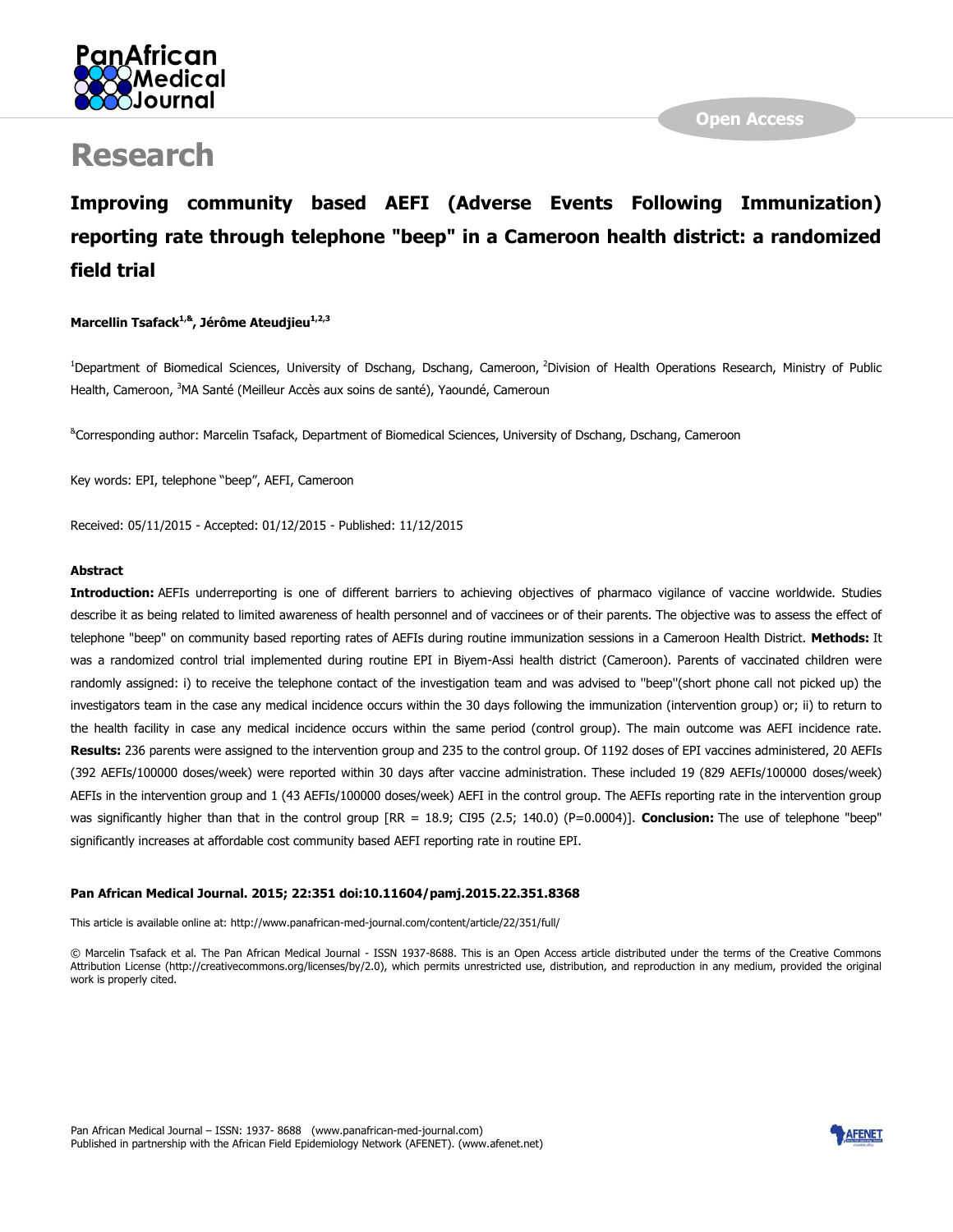# Research

## Improving community based AEFI (Adverse Events Following Immunization) reporting rate through telephone "beep" in a Cameroon health district: a randomized field trial

**Marcellin Tsafack[1,&], Jérôme Ateudjieu[1,2,3]**

[1]Department of Biomedical Sciences, University of Dschang, Dschang, Cameroon, [2]Division of Health Operations Research, Ministry of Public Health, Cameroon, [3]MA Santé (Meilleur Accès aux soins de santé), Yaoundé, Cameroun

[&]Corresponding author: Marcelin Tsafack, Department of Biomedical Sciences, University of Dschang, Dschang, Cameroon

Key words: EPI, telephone "beep", AEFI, Cameroon

Received: 05/11/2015 - Accepted: 01/12/2015 - Published: 11/12/2015

#### Abstract

**Introduction:** AEFIs underreporting is one of different barriers to achieving objectives of pharmaco vigilance of vaccine worldwide. Studies describe it as being related to limited awareness of health personnel and of vaccinees or of their parents. The objective was to assess the effect of telephone "beep" on community based reporting rates of AEFIs during routine immunization sessions in a Cameroon Health District. **Methods:** It was a randomized control trial implemented during routine EPI in Biyem-Assi health district (Cameroon). Parents of vaccinated children were randomly assigned: i) to receive the telephone contact of the investigation team and was advised to "beep"(short phone call not picked up) the investigators team in the case any medical incidence occurs within the 30 days following the immunization (intervention group) or; ii) to return to the health facility in case any medical incidence occurs within the same period (control group). The main outcome was AEFI incidence rate. **Results:** 236 parents were assigned to the intervention group and 235 to the control group. Of 1192 doses of EPI vaccines administered, 20 AEFIs (392 AEFIs/100000 doses/week) were reported within 30 days after vaccine administration. These included 19 (829 AEFIs/100000 doses/week) AEFIs in the intervention group and 1 (43 AEFIs/100000 doses/week) AEFI in the control group. The AEFIs reporting rate in the intervention group was significantly higher than that in the control group [RR = 18.9; CI95 (2.5; 140.0) (P=0.0004)]. **Conclusion:** The use of telephone "beep" significantly increases at affordable cost community based AEFI reporting rate in routine EPI.

**Pan African Medical Journal. 2015; 22:351 doi:10.11604/pamj.2015.22.351.8368**

This article is available online at: http://www.panafrican-med-journal.com/content/article/22/351/full/

© Marcelin Tsafack et al. The Pan African Medical Journal - ISSN 1937-8688. This is an Open Access article distributed under the terms of the Creative Commons Attribution License (http://creativecommons.org/licenses/by/2.0), which permits unrestricted use, distribution, and reproduction in any medium, provided the original work is properly cited.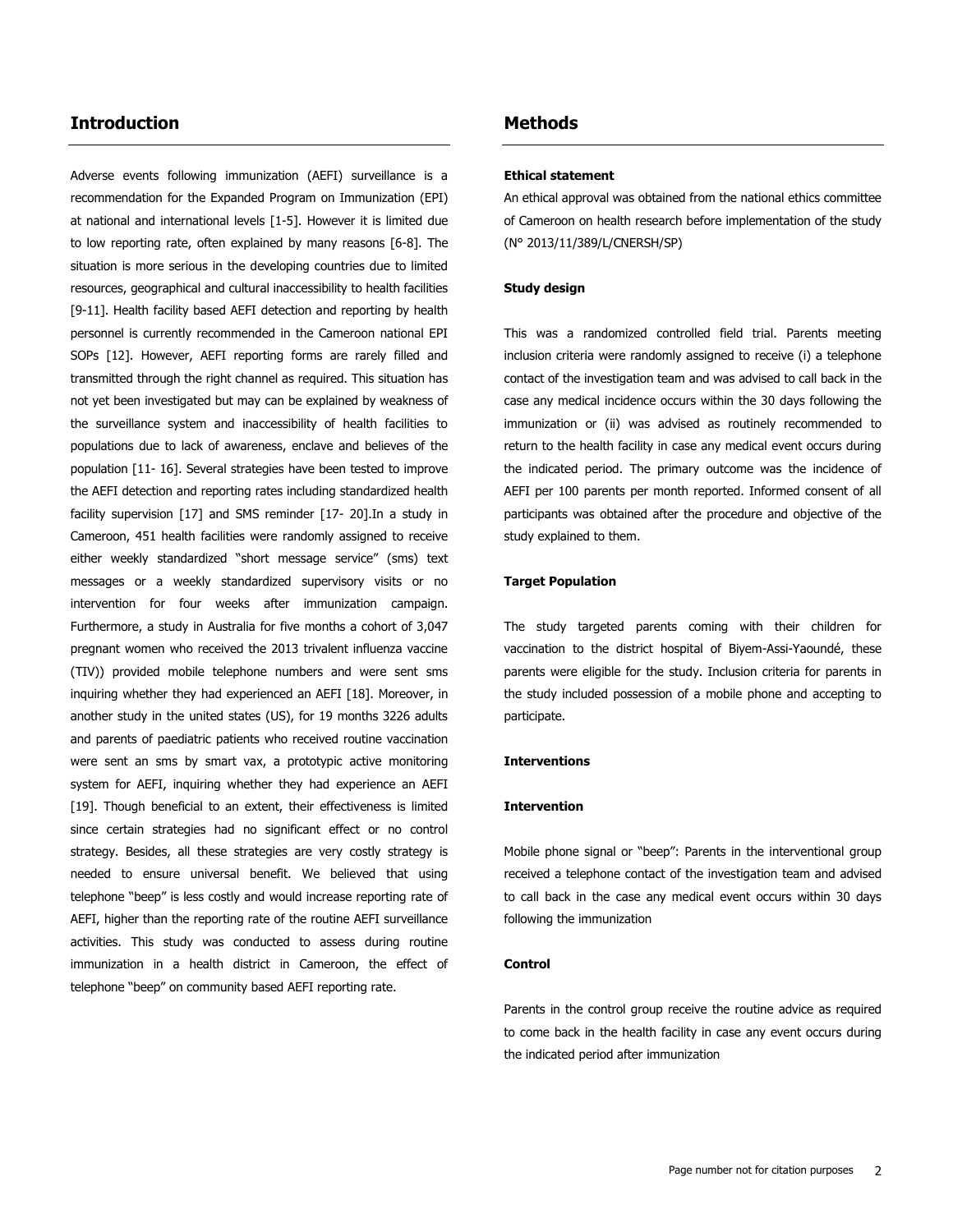## Introduction

Adverse events following immunization (AEFI) surveillance is a recommendation for the Expanded Program on Immunization (EPI) at national and international levels [1-5]. However it is limited due to low reporting rate, often explained by many reasons [6-8]. The situation is more serious in the developing countries due to limited resources, geographical and cultural inaccessibility to health facilities [9-11]. Health facility based AEFI detection and reporting by health personnel is currently recommended in the Cameroon national EPI SOPs [12]. However, AEFI reporting forms are rarely filled and transmitted through the right channel as required. This situation has not yet been investigated but may can be explained by weakness of the surveillance system and inaccessibility of health facilities to populations due to lack of awareness, enclave and believes of the population [11- 16]. Several strategies have been tested to improve the AEFI detection and reporting rates including standardized health facility supervision [17] and SMS reminder [17- 20].In a study in Cameroon, 451 health facilities were randomly assigned to receive either weekly standardized "short message service" (sms) text messages or a weekly standardized supervisory visits or no intervention for four weeks after immunization campaign. Furthermore, a study in Australia for five months a cohort of 3,047 pregnant women who received the 2013 trivalent influenza vaccine (TIV)) provided mobile telephone numbers and were sent sms inquiring whether they had experienced an AEFI [18]. Moreover, in another study in the united states (US), for 19 months 3226 adults and parents of paediatric patients who received routine vaccination were sent an sms by smart vax, a prototypic active monitoring system for AEFI, inquiring whether they had experience an AEFI [19]. Though beneficial to an extent, their effectiveness is limited since certain strategies had no significant effect or no control strategy. Besides, all these strategies are very costly strategy is needed to ensure universal benefit. We believed that using telephone "beep" is less costly and would increase reporting rate of AEFI, higher than the reporting rate of the routine AEFI surveillance activities. This study was conducted to assess during routine immunization in a health district in Cameroon, the effect of telephone "beep" on community based AEFI reporting rate.

## Methods

**Ethical statement**

An ethical approval was obtained from the national ethics committee of Cameroon on health research before implementation of the study (N° 2013/11/389/L/CNERSH/SP)

**Study design**

This was a randomized controlled field trial. Parents meeting inclusion criteria were randomly assigned to receive (i) a telephone contact of the investigation team and was advised to call back in the case any medical incidence occurs within the 30 days following the immunization or (ii) was advised as routinely recommended to return to the health facility in case any medical event occurs during the indicated period. The primary outcome was the incidence of AEFI per 100 parents per month reported. Informed consent of all participants was obtained after the procedure and objective of the study explained to them.

**Target Population**

The study targeted parents coming with their children for vaccination to the district hospital of Biyem-Assi-Yaoundé, these parents were eligible for the study. Inclusion criteria for parents in the study included possession of a mobile phone and accepting to participate.

**Interventions**

**Intervention**

Mobile phone signal or "beep": Parents in the interventional group received a telephone contact of the investigation team and advised to call back in the case any medical event occurs within 30 days following the immunization

**Control**

Parents in the control group receive the routine advice as required to come back in the health facility in case any event occurs during the indicated period after immunization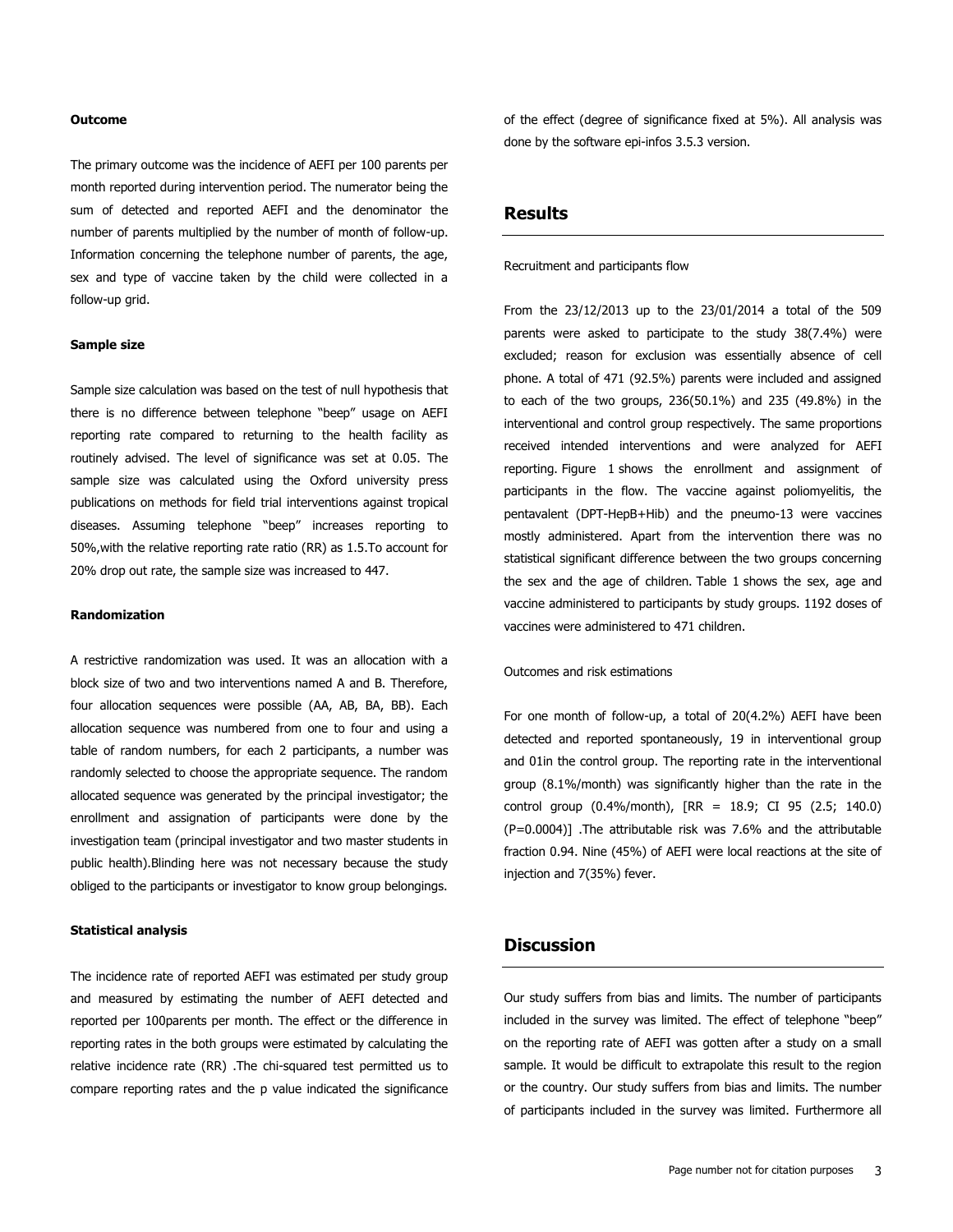#### Outcome

The primary outcome was the incidence of AEFI per 100 parents per month reported during intervention period. The numerator being the sum of detected and reported AEFI and the denominator the number of parents multiplied by the number of month of follow-up. Information concerning the telephone number of parents, the age, sex and type of vaccine taken by the child were collected in a follow-up grid.

#### Sample size

Sample size calculation was based on the test of null hypothesis that there is no difference between telephone "beep" usage on AEFI reporting rate compared to returning to the health facility as routinely advised. The level of significance was set at 0.05. The sample size was calculated using the Oxford university press publications on methods for field trial interventions against tropical diseases. Assuming telephone "beep" increases reporting to 50%,with the relative reporting rate ratio (RR) as 1.5.To account for 20% drop out rate, the sample size was increased to 447.

#### Randomization

A restrictive randomization was used. It was an allocation with a block size of two and two interventions named A and B. Therefore, four allocation sequences were possible (AA, AB, BA, BB). Each allocation sequence was numbered from one to four and using a table of random numbers, for each 2 participants, a number was randomly selected to choose the appropriate sequence. The random allocated sequence was generated by the principal investigator; the enrollment and assignation of participants were done by the investigation team (principal investigator and two master students in public health).Blinding here was not necessary because the study obliged to the participants or investigator to know group belongings.

#### Statistical analysis

The incidence rate of reported AEFI was estimated per study group and measured by estimating the number of AEFI detected and reported per 100parents per month. The effect or the difference in reporting rates in the both groups were estimated by calculating the relative incidence rate (RR) .The chi-squared test permitted us to compare reporting rates and the p value indicated the significance of the effect (degree of significance fixed at 5%). All analysis was done by the software epi-infos 3.5.3 version.

## Results

Recruitment and participants flow

From the 23/12/2013 up to the 23/01/2014 a total of the 509 parents were asked to participate to the study 38(7.4%) were excluded; reason for exclusion was essentially absence of cell phone. A total of 471 (92.5%) parents were included and assigned to each of the two groups, 236(50.1%) and 235 (49.8%) in the interventional and control group respectively. The same proportions received intended interventions and were analyzed for AEFI reporting. Figure 1 shows the enrollment and assignment of participants in the flow. The vaccine against poliomyelitis, the pentavalent (DPT-HepB+Hib) and the pneumo-13 were vaccines mostly administered. Apart from the intervention there was no statistical significant difference between the two groups concerning the sex and the age of children. Table 1 shows the sex, age and vaccine administered to participants by study groups. 1192 doses of vaccines were administered to 471 children.

Outcomes and risk estimations

For one month of follow-up, a total of 20(4.2%) AEFI have been detected and reported spontaneously, 19 in interventional group and 01in the control group. The reporting rate in the interventional group (8.1%/month) was significantly higher than the rate in the control group (0.4%/month), [RR = 18.9; CI 95 (2.5; 140.0) (P=0.0004)] .The attributable risk was 7.6% and the attributable fraction 0.94. Nine (45%) of AEFI were local reactions at the site of injection and 7(35%) fever.

## Discussion

Our study suffers from bias and limits. The number of participants included in the survey was limited. The effect of telephone "beep" on the reporting rate of AEFI was gotten after a study on a small sample. It would be difficult to extrapolate this result to the region or the country. Our study suffers from bias and limits. The number of participants included in the survey was limited. Furthermore all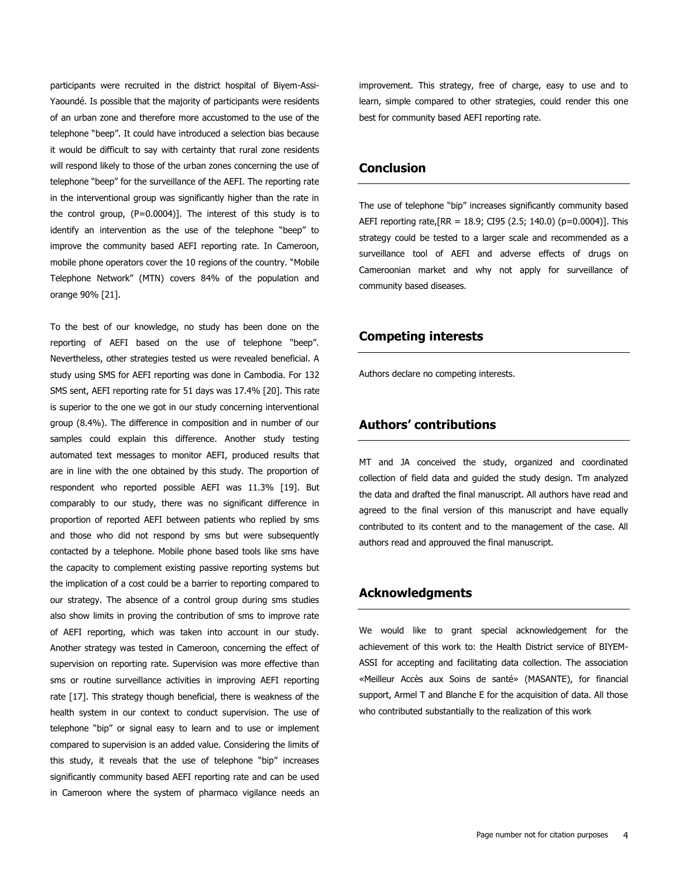participants were recruited in the district hospital of Biyem-Assi-Yaoundé. Is possible that the majority of participants were residents of an urban zone and therefore more accustomed to the use of the telephone "beep". It could have introduced a selection bias because it would be difficult to say with certainty that rural zone residents will respond likely to those of the urban zones concerning the use of telephone "beep" for the surveillance of the AEFI. The reporting rate in the interventional group was significantly higher than the rate in the control group, (P=0.0004)]. The interest of this study is to identify an intervention as the use of the telephone "beep" to improve the community based AEFI reporting rate. In Cameroon, mobile phone operators cover the 10 regions of the country. "Mobile Telephone Network" (MTN) covers 84% of the population and orange 90% [21].

To the best of our knowledge, no study has been done on the reporting of AEFI based on the use of telephone "beep". Nevertheless, other strategies tested us were revealed beneficial. A study using SMS for AEFI reporting was done in Cambodia. For 132 SMS sent, AEFI reporting rate for 51 days was 17.4% [20]. This rate is superior to the one we got in our study concerning interventional group (8.4%). The difference in composition and in number of our samples could explain this difference. Another study testing automated text messages to monitor AEFI, produced results that are in line with the one obtained by this study. The proportion of respondent who reported possible AEFI was 11.3% [19]. But comparably to our study, there was no significant difference in proportion of reported AEFI between patients who replied by sms and those who did not respond by sms but were subsequently contacted by a telephone. Mobile phone based tools like sms have the capacity to complement existing passive reporting systems but the implication of a cost could be a barrier to reporting compared to our strategy. The absence of a control group during sms studies also show limits in proving the contribution of sms to improve rate of AEFI reporting, which was taken into account in our study. Another strategy was tested in Cameroon, concerning the effect of supervision on reporting rate. Supervision was more effective than sms or routine surveillance activities in improving AEFI reporting rate [17]. This strategy though beneficial, there is weakness of the health system in our context to conduct supervision. The use of telephone "bip" or signal easy to learn and to use or implement compared to supervision is an added value. Considering the limits of this study, it reveals that the use of telephone "bip" increases significantly community based AEFI reporting rate and can be used in Cameroon where the system of pharmaco vigilance needs an improvement. This strategy, free of charge, easy to use and to learn, simple compared to other strategies, could render this one best for community based AEFI reporting rate.

## Conclusion

The use of telephone "bip" increases significantly community based AEFI reporting rate,[RR = 18.9; CI95 (2.5; 140.0) (p=0.0004)]. This strategy could be tested to a larger scale and recommended as a surveillance tool of AEFI and adverse effects of drugs on Cameroonian market and why not apply for surveillance of community based diseases.

## Competing interests

Authors declare no competing interests.

## Authors' contributions

MT and JA conceived the study, organized and coordinated collection of field data and guided the study design. Tm analyzed the data and drafted the final manuscript. All authors have read and agreed to the final version of this manuscript and have equally contributed to its content and to the management of the case. All authors read and approuved the final manuscript.

## Acknowledgments

We would like to grant special acknowledgement for the achievement of this work to: the Health District service of BIYEM-ASSI for accepting and facilitating data collection. The association «Meilleur Accès aux Soins de santé» (MASANTE), for financial support, Armel T and Blanche E for the acquisition of data. All those who contributed substantially to the realization of this work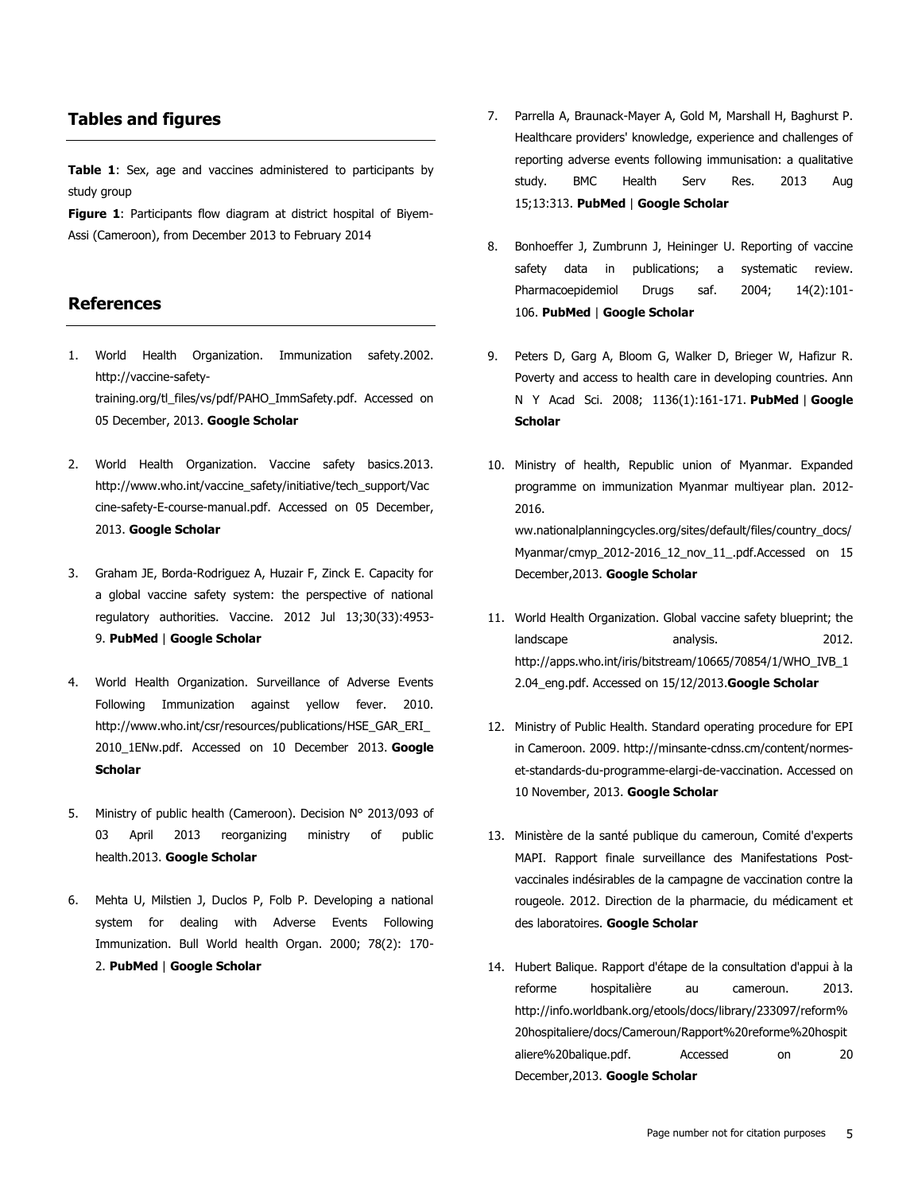## Tables and figures

**Table 1**: Sex, age and vaccines administered to participants by study group

**Figure 1**: Participants flow diagram at district hospital of Biyem-Assi (Cameroon), from December 2013 to February 2014

## References

1. World Health Organization. Immunization safety.2002. http://vaccine-safety-training.org/tl_files/vs/pdf/PAHO_ImmSafety.pdf. Accessed on 05 December, 2013. **Google Scholar**

2. World Health Organization. Vaccine safety basics.2013. http://www.who.int/vaccine_safety/initiative/tech_support/Vaccine-safety-E-course-manual.pdf. Accessed on 05 December, 2013. **Google Scholar**

3. Graham JE, Borda-Rodriguez A, Huzair F, Zinck E. Capacity for a global vaccine safety system: the perspective of national regulatory authorities. Vaccine. 2012 Jul 13;30(33):4953-9. **PubMed** | **Google Scholar**

4. World Health Organization. Surveillance of Adverse Events Following Immunization against yellow fever. 2010. http://www.who.int/csr/resources/publications/HSE_GAR_ERI_2010_1ENw.pdf. Accessed on 10 December 2013. **Google Scholar**

5. Ministry of public health (Cameroon). Decision N° 2013/093 of 03 April 2013 reorganizing ministry of public health.2013. **Google Scholar**

6. Mehta U, Milstien J, Duclos P, Folb P. Developing a national system for dealing with Adverse Events Following Immunization. Bull World health Organ. 2000; 78(2): 170-2. **PubMed** | **Google Scholar**

7. Parrella A, Braunack-Mayer A, Gold M, Marshall H, Baghurst P. Healthcare providers' knowledge, experience and challenges of reporting adverse events following immunisation: a qualitative study. BMC Health Serv Res. 2013 Aug 15;13:313. **PubMed** | **Google Scholar**

8. Bonhoeffer J, Zumbrunn J, Heininger U. Reporting of vaccine safety data in publications; a systematic review. Pharmacoepidemiol Drugs saf. 2004; 14(2):101-106. **PubMed** | **Google Scholar**

9. Peters D, Garg A, Bloom G, Walker D, Brieger W, Hafizur R. Poverty and access to health care in developing countries. Ann N Y Acad Sci. 2008; 1136(1):161-171. **PubMed** | **Google Scholar**

10. Ministry of health, Republic union of Myanmar. Expanded programme on immunization Myanmar multiyear plan. 2012-2016. ww.nationalplanningcycles.org/sites/default/files/country_docs/Myanmar/cmyp_2012-2016_12_nov_11_.pdf.Accessed on 15 December,2013. **Google Scholar**

11. World Health Organization. Global vaccine safety blueprint; the landscape analysis. 2012. http://apps.who.int/iris/bitstream/10665/70854/1/WHO_IVB_12.04_eng.pdf. Accessed on 15/12/2013.**Google Scholar**

12. Ministry of Public Health. Standard operating procedure for EPI in Cameroon. 2009. http://minsante-cdnss.cm/content/normes-et-standards-du-programme-elargi-de-vaccination. Accessed on 10 November, 2013. **Google Scholar**

13. Ministère de la santé publique du cameroun, Comité d'experts MAPI. Rapport finale surveillance des Manifestations Post-vaccinales indésirables de la campagne de vaccination contre la rougeole. 2012. Direction de la pharmacie, du médicament et des laboratoires. **Google Scholar**

14. Hubert Balique. Rapport d'étape de la consultation d'appui à la reforme hospitalière au cameroun. 2013. http://info.worldbank.org/etools/docs/library/233097/reform%20hospitaliere/docs/Cameroun/Rapport%20reforme%20hospitaliere%20balique.pdf. Accessed on 20 December,2013. **Google Scholar**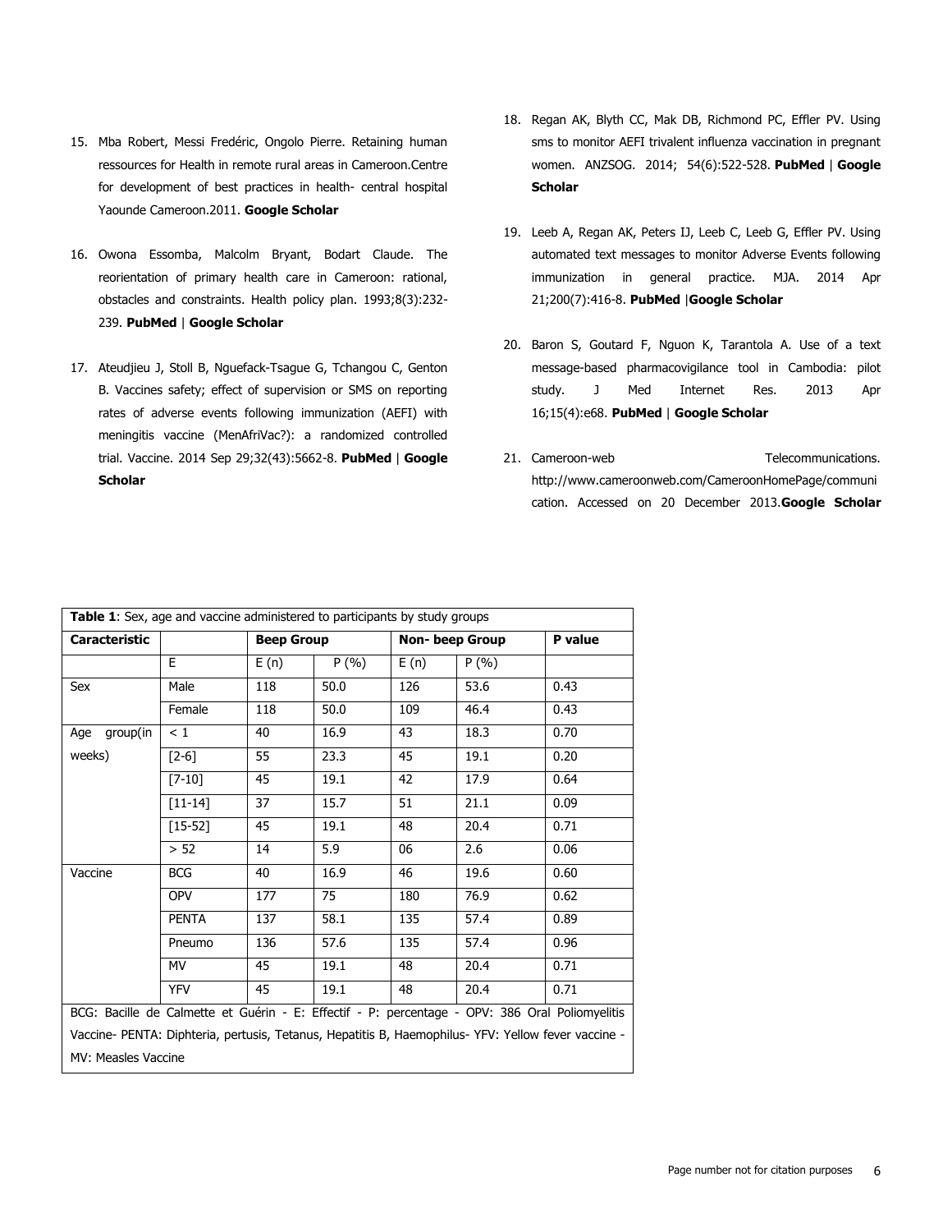15. Mba Robert, Messi Fredéric, Ongolo Pierre. Retaining human ressources for Health in remote rural areas in Cameroon.Centre for development of best practices in health- central hospital Yaounde Cameroon.2011. **Google Scholar**

16. Owona Essomba, Malcolm Bryant, Bodart Claude. The reorientation of primary health care in Cameroon: rational, obstacles and constraints. Health policy plan. 1993;8(3):232-239. **PubMed** | **Google Scholar**

17. Ateudjieu J, Stoll B, Nguefack-Tsague G, Tchangou C, Genton B. Vaccines safety; effect of supervision or SMS on reporting rates of adverse events following immunization (AEFI) with meningitis vaccine (MenAfriVac?): a randomized controlled trial. Vaccine. 2014 Sep 29;32(43):5662-8. **PubMed** | **Google Scholar**

18. Regan AK, Blyth CC, Mak DB, Richmond PC, Effler PV. Using sms to monitor AEFI trivalent influenza vaccination in pregnant women. ANZSOG. 2014; 54(6):522-528. **PubMed** | **Google Scholar**

19. Leeb A, Regan AK, Peters IJ, Leeb C, Leeb G, Effler PV. Using automated text messages to monitor Adverse Events following immunization in general practice. MJA. 2014 Apr 21;200(7):416-8. **PubMed** |**Google Scholar**

20. Baron S, Goutard F, Nguon K, Tarantola A. Use of a text message-based pharmacovigilance tool in Cambodia: pilot study. J Med Internet Res. 2013 Apr 16;15(4):e68. **PubMed** | **Google Scholar**

21. Cameroon-web Telecommunications. http://www.cameroonweb.com/CameroonHomePage/communication. Accessed on 20 December 2013.**Google Scholar**

**Table 1**: Sex, age and vaccine administered to participants by study groups

| **Caracteristic** | | **Beep Group** | | **Non- beep Group** | | **P value** |
|---|---|---|---|---|---|---|
| | E | E (n) | P (%) | E (n) | P (%) | |
| Sex | Male | 118 | 50.0 | 126 | 53.6 | 0.43 |
| | Female | 118 | 50.0 | 109 | 46.4 | 0.43 |
| Age group(in weeks) | < 1 | 40 | 16.9 | 43 | 18.3 | 0.70 |
| | [2-6] | 55 | 23.3 | 45 | 19.1 | 0.20 |
| | [7-10] | 45 | 19.1 | 42 | 17.9 | 0.64 |
| | [11-14] | 37 | 15.7 | 51 | 21.1 | 0.09 |
| | [15-52] | 45 | 19.1 | 48 | 20.4 | 0.71 |
| | > 52 | 14 | 5.9 | 06 | 2.6 | 0.06 |
| Vaccine | BCG | 40 | 16.9 | 46 | 19.6 | 0.60 |
| | OPV | 177 | 75 | 180 | 76.9 | 0.62 |
| | PENTA | 137 | 58.1 | 135 | 57.4 | 0.89 |
| | Pneumo | 136 | 57.6 | 135 | 57.4 | 0.96 |
| | MV | 45 | 19.1 | 48 | 20.4 | 0.71 |
| | YFV | 45 | 19.1 | 48 | 20.4 | 0.71 |

BCG: Bacille de Calmette et Guérin - E: Effectif - P: percentage - OPV: 386 Oral Poliomyelitis Vaccine- PENTA: Diphteria, pertusis, Tetanus, Hepatitis B, Haemophilus- YFV: Yellow fever vaccine - MV: Measles Vaccine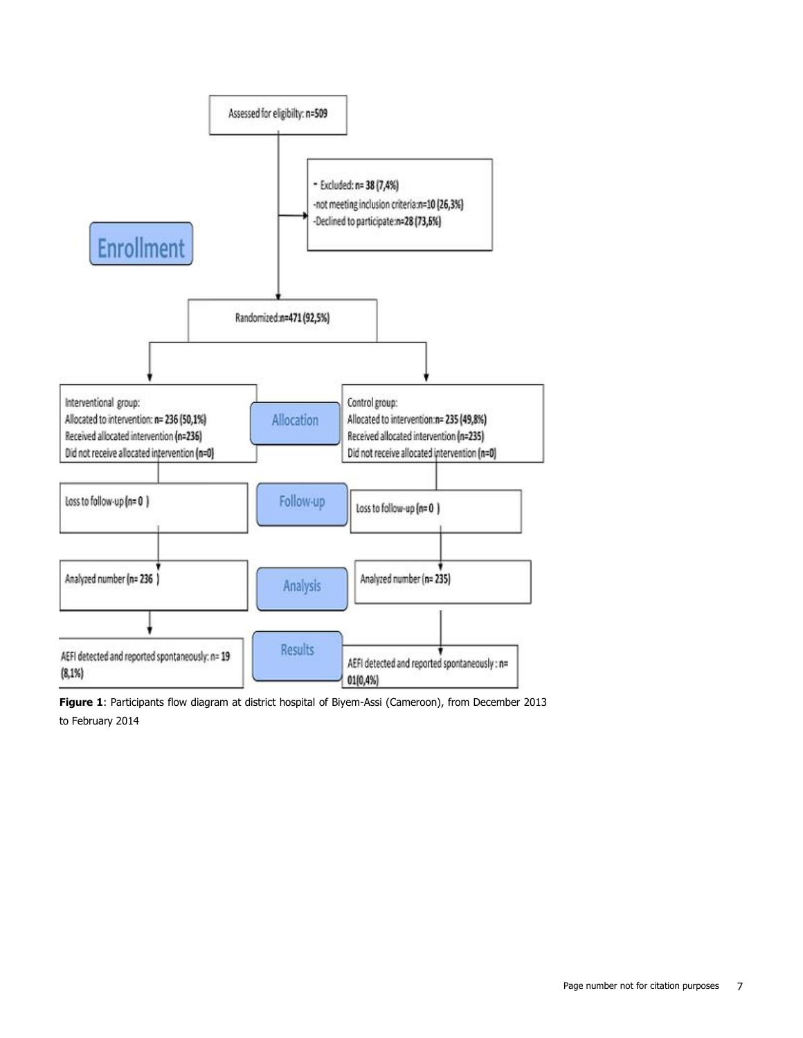Assessed for eligibilty: n=509

- Excluded: n= 38 (7,4%)
-not meeting inclusion criteria:n=10 (26,3%)
-Declined to participate:n=28 (73,6%)

Enrollment

Randomized:n=471 (92,5%)

Interventional group:
Allocated to intervention: n= 236 (50,1%)
Received allocated intervention (n=236)
Did not receive allocated intervention (n=0)

Allocation

Control group:
Allocated to intervention:n= 235 (49,8%)
Received allocated intervention (n=235)
Did not receive allocated intervention (n=0)

Loss to follow-up (n= 0 )

Follow-up

Loss to follow-up (n= 0 )

Analyzed number (n= 236 )

Analysis

Analyzed number (n= 235)

AEFI detected and reported spontaneously: n= 19 (8,1%)

Results

AEFI detected and reported spontaneously : n= 01(0,4%)

**Figure 1**: Participants flow diagram at district hospital of Biyem-Assi (Cameroon), from December 2013 to February 2014